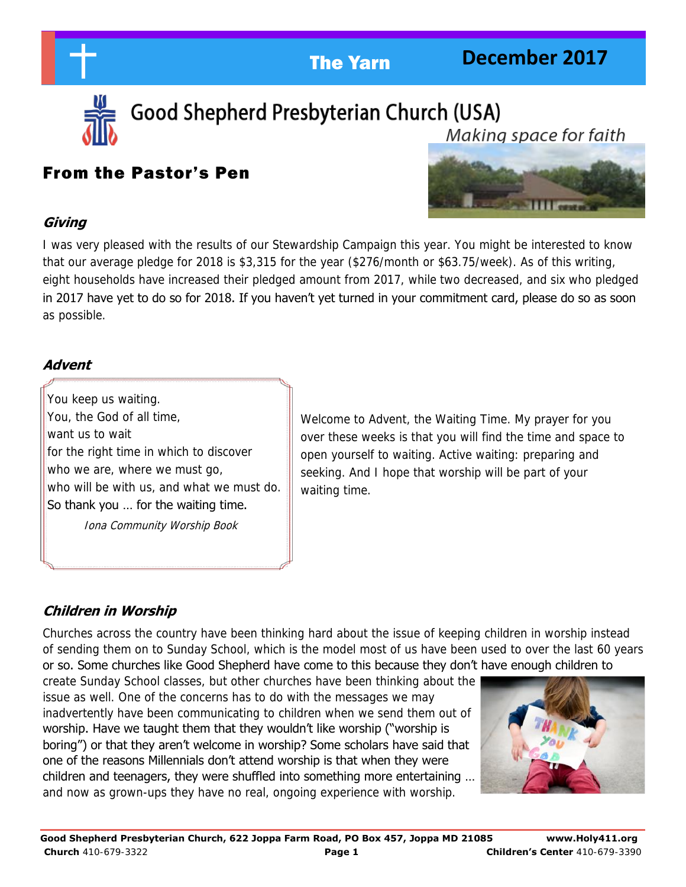# The Yarn — December 2017

## Good Shepherd Presbyterian Church (USA)

*Making space for faith*

## From the Pastor's Pen

### *Giving*

I was very pleased with the results of our Stewardship Campaign this year. You might be interested to know that our average pledge for 2018 is $3,315 for the year ($276/month or $63.75/week). As of this writing, eight households have increased their pledged amount from 2017, while two decreased, and six who pledged in 2017 have yet to do so for 2018. If you haven't yet turned in your commitment card, please do so as soon as possible.

### *Advent*

> You keep us waiting.
> You, the God of all time,
> want us to wait
> for the right time in which to discover
> who we are, where we must go,
> who will be with us, and what we must do.
> So thank you … for the waiting time.
>
> *Iona Community Worship Book*

Welcome to Advent, the Waiting Time. My prayer for you over these weeks is that you will find the time and space to open yourself to waiting. Active waiting: preparing and seeking. And I hope that worship will be part of your waiting time.

### *Children in Worship*

Churches across the country have been thinking hard about the issue of keeping children in worship instead of sending them on to Sunday School, which is the model most of us have been used to over the last 60 years or so. Some churches like Good Shepherd have come to this because they don't have enough children to create Sunday School classes, but other churches have been thinking about the issue as well. One of the concerns has to do with the messages we may inadvertently have been communicating to children when we send them out of worship. Have we taught them that they wouldn't like worship ("worship is boring") or that they aren't welcome in worship? Some scholars have said that one of the reasons Millennials don't attend worship is that when they were children and teenagers, they were shuffled into something more entertaining … and now as grown-ups they have no real, ongoing experience with worship.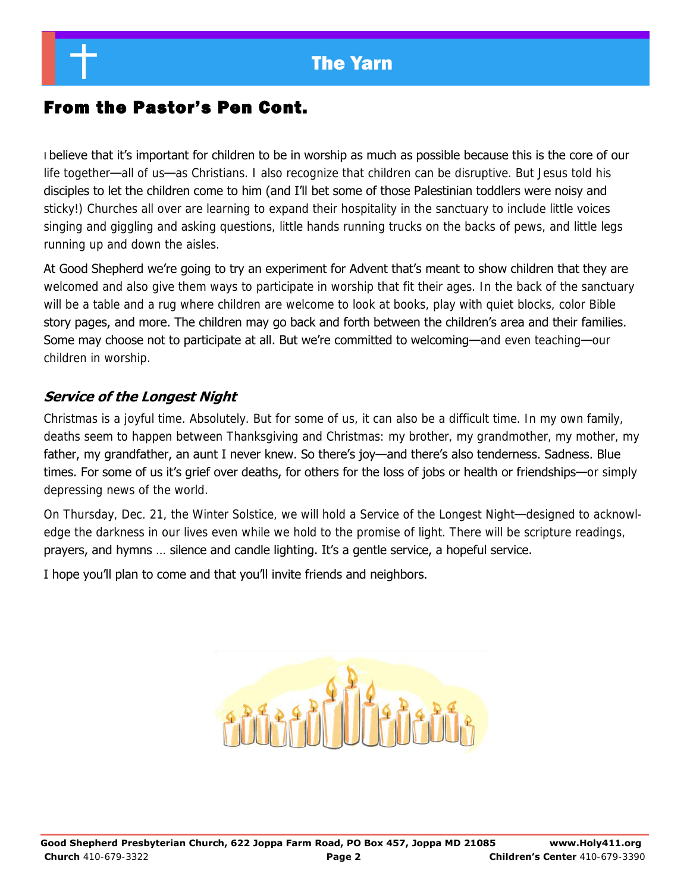## From the Pastor's Pen Cont.

I believe that it's important for children to be in worship as much as possible because this is the core of our life together—all of us—as Christians. I also recognize that children can be disruptive. But Jesus told his disciples to let the children come to him (and I'll bet some of those Palestinian toddlers were noisy and sticky!) Churches all over are learning to expand their hospitality in the sanctuary to include little voices singing and giggling and asking questions, little hands running trucks on the backs of pews, and little legs running up and down the aisles.

At Good Shepherd we're going to try an experiment for Advent that's meant to show children that they are welcomed and also give them ways to participate in worship that fit their ages. In the back of the sanctuary will be a table and a rug where children are welcome to look at books, play with quiet blocks, color Bible story pages, and more. The children may go back and forth between the children's area and their families. Some may choose not to participate at all. But we're committed to welcoming—and even teaching—our children in worship.

### *Service of the Longest Night*

Christmas is a joyful time. Absolutely. But for some of us, it can also be a difficult time. In my own family, deaths seem to happen between Thanksgiving and Christmas: my brother, my grandmother, my mother, my father, my grandfather, an aunt I never knew. So there's joy—and there's also tenderness. Sadness. Blue times. For some of us it's grief over deaths, for others for the loss of jobs or health or friendships—or simply depressing news of the world.

On Thursday, Dec. 21, the Winter Solstice, we will hold a Service of the Longest Night—designed to acknowledge the darkness in our lives even while we hold to the promise of light. There will be scripture readings, prayers, and hymns … silence and candle lighting. It's a gentle service, a hopeful service.

I hope you'll plan to come and that you'll invite friends and neighbors.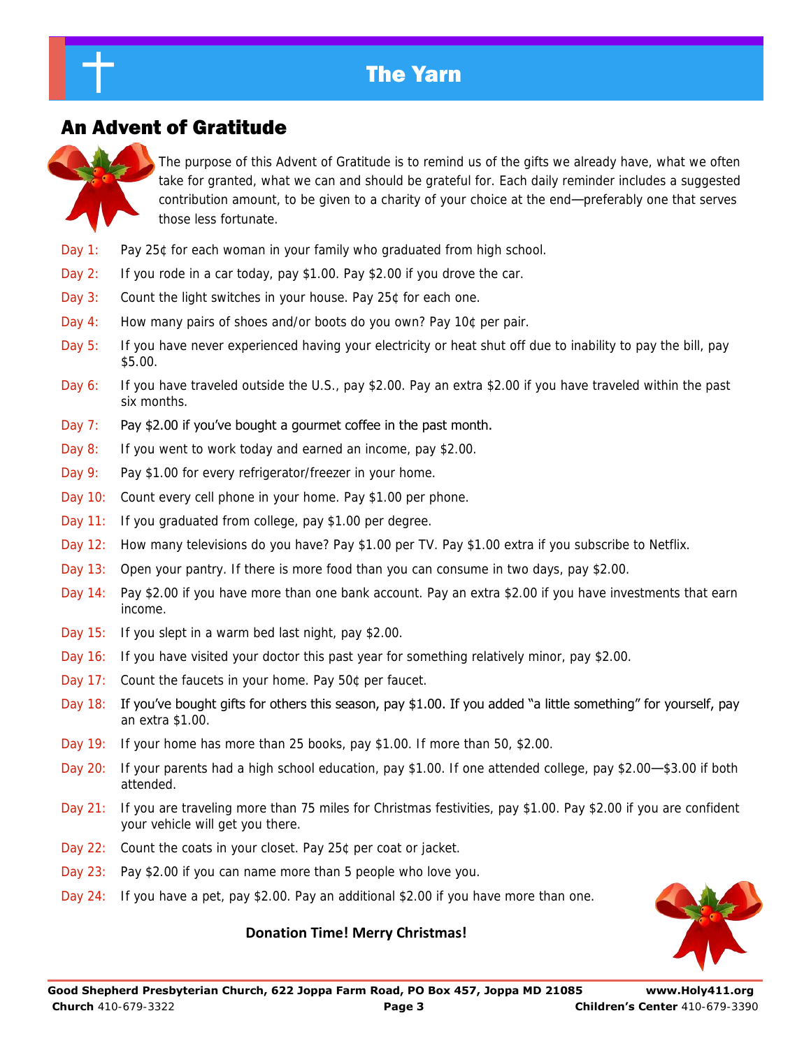## An Advent of Gratitude

The purpose of this Advent of Gratitude is to remind us of the gifts we already have, what we often take for granted, what we can and should be grateful for. Each daily reminder includes a suggested contribution amount, to be given to a charity of your choice at the end—preferably one that serves those less fortunate.

- Day 1: Pay 25¢ for each woman in your family who graduated from high school.
- Day 2: If you rode in a car today, pay $1.00. Pay $2.00 if you drove the car.
- Day 3: Count the light switches in your house. Pay 25¢ for each one.
- Day 4: How many pairs of shoes and/or boots do you own? Pay 10¢ per pair.
- Day 5: If you have never experienced having your electricity or heat shut off due to inability to pay the bill, pay $5.00.
- Day 6: If you have traveled outside the U.S., pay $2.00. Pay an extra $2.00 if you have traveled within the past six months.
- Day 7: Pay $2.00 if you've bought a gourmet coffee in the past month.
- Day 8: If you went to work today and earned an income, pay $2.00.
- Day 9: Pay $1.00 for every refrigerator/freezer in your home.
- Day 10: Count every cell phone in your home. Pay $1.00 per phone.
- Day 11: If you graduated from college, pay $1.00 per degree.
- Day 12: How many televisions do you have? Pay $1.00 per TV. Pay $1.00 extra if you subscribe to Netflix.
- Day 13: Open your pantry. If there is more food than you can consume in two days, pay $2.00.
- Day 14: Pay $2.00 if you have more than one bank account. Pay an extra $2.00 if you have investments that earn income.
- Day 15: If you slept in a warm bed last night, pay $2.00.
- Day 16: If you have visited your doctor this past year for something relatively minor, pay $2.00.
- Day 17: Count the faucets in your home. Pay 50¢ per faucet.
- Day 18: If you've bought gifts for others this season, pay $1.00. If you added "a little something" for yourself, pay an extra $1.00.
- Day 19: If your home has more than 25 books, pay $1.00. If more than 50, $2.00.
- Day 20: If your parents had a high school education, pay $1.00. If one attended college, pay $2.00—$3.00 if both attended.
- Day 21: If you are traveling more than 75 miles for Christmas festivities, pay $1.00. Pay $2.00 if you are confident your vehicle will get you there.
- Day 22: Count the coats in your closet. Pay 25¢ per coat or jacket.
- Day 23: Pay $2.00 if you can name more than 5 people who love you.
- Day 24: If you have a pet, pay $2.00. Pay an additional $2.00 if you have more than one.

**Donation Time! Merry Christmas!**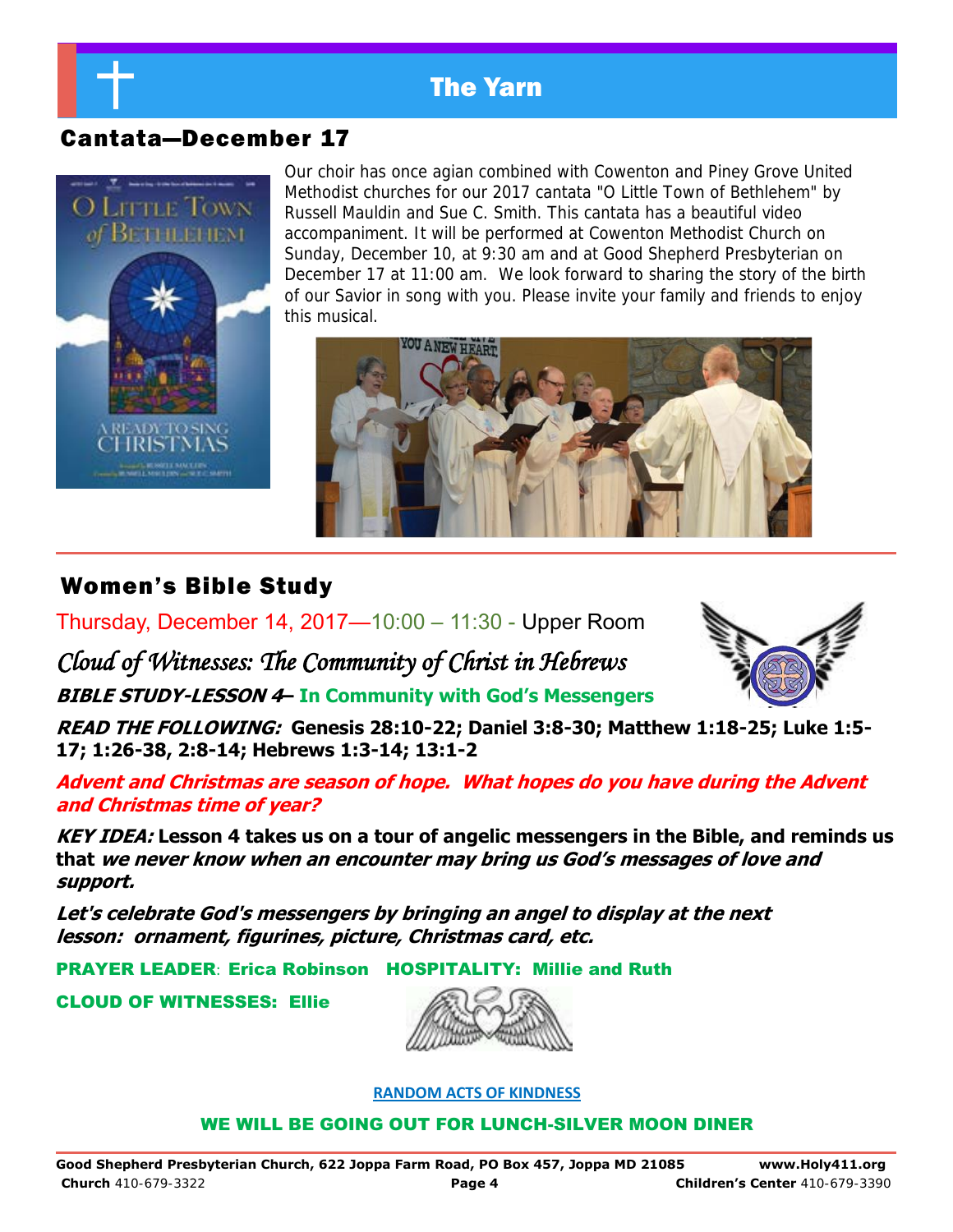## Cantata—December 17

Our choir has once agian combined with Cowenton and Piney Grove United Methodist churches for our 2017 cantata "O Little Town of Bethlehem" by Russell Mauldin and Sue C. Smith. This cantata has a beautiful video accompaniment. It will be performed at Cowenton Methodist Church on Sunday, December 10, at 9:30 am and at Good Shepherd Presbyterian on December 17 at 11:00 am. We look forward to sharing the story of the birth of our Savior in song with you. Please invite your family and friends to enjoy this musical.

## Women's Bible Study

Thursday, December 14, 2017—10:00 – 11:30 - Upper Room

*Cloud of Witnesses: The Community of Christ in Hebrews*

***BIBLE STUDY-LESSON 4*– In Community with God's Messengers**

***READ THE FOLLOWING:* Genesis 28:10-22; Daniel 3:8-30; Matthew 1:18-25; Luke 1:5-17; 1:26-38, 2:8-14; Hebrews 1:3-14; 13:1-2**

***Advent and Christmas are season of hope. What hopes do you have during the Advent and Christmas time of year?***

***KEY IDEA:* Lesson 4 takes us on a tour of angelic messengers in the Bible, and reminds us that *we never know when an encounter may bring us God's messages of love and support.***

***Let's celebrate God's messengers by bringing an angel to display at the next lesson: ornament, figurines, picture, Christmas card, etc.***

**PRAYER LEADER: Erica Robinson HOSPITALITY: Millie and Ruth**

**CLOUD OF WITNESSES: Ellie**

**RANDOM ACTS OF KINDNESS**

**WE WILL BE GOING OUT FOR LUNCH-SILVER MOON DINER**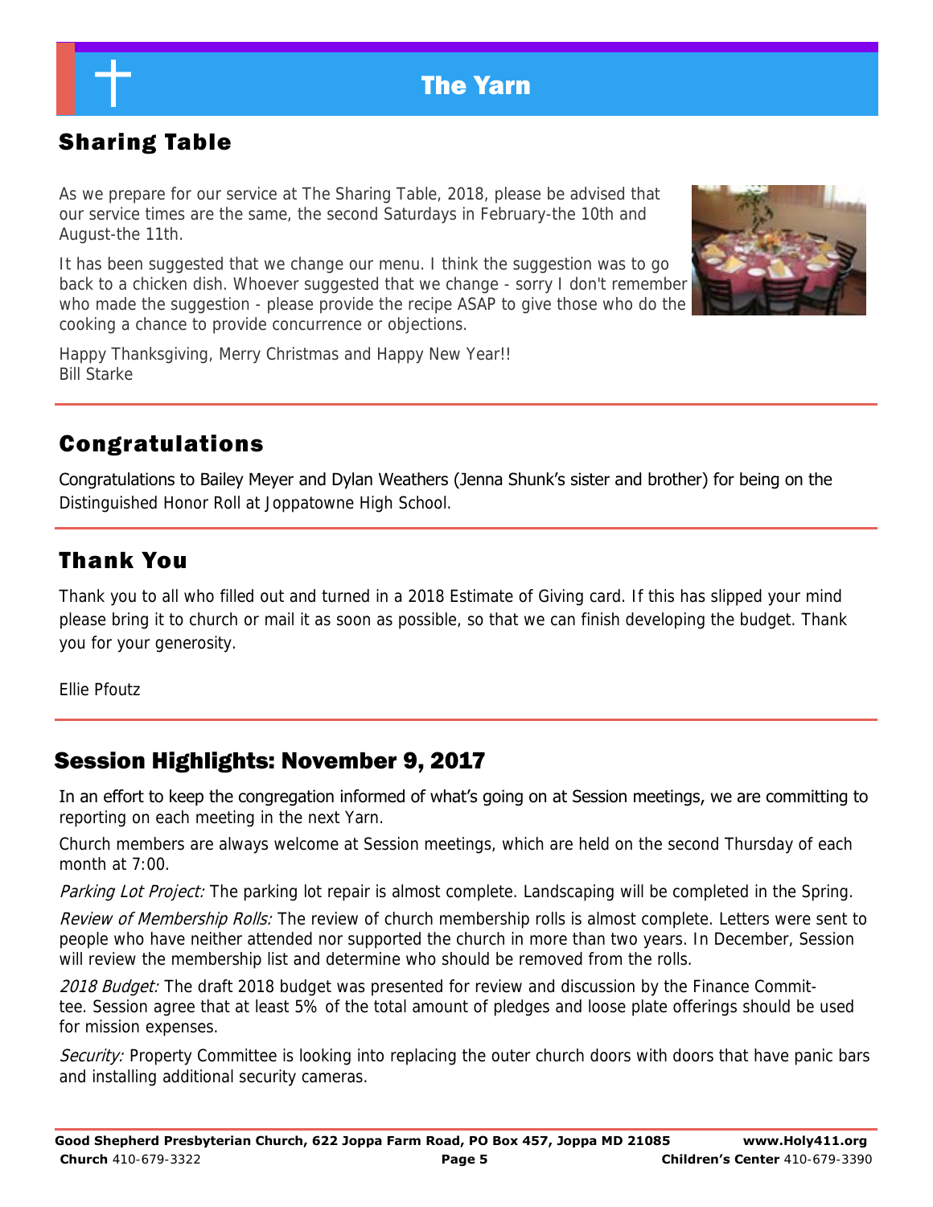## Sharing Table

As we prepare for our service at The Sharing Table, 2018, please be advised that our service times are the same, the second Saturdays in February-the 10th and August-the 11th.

It has been suggested that we change our menu. I think the suggestion was to go back to a chicken dish. Whoever suggested that we change - sorry I don't remember who made the suggestion - please provide the recipe ASAP to give those who do the cooking a chance to provide concurrence or objections.

Happy Thanksgiving, Merry Christmas and Happy New Year!!
Bill Starke

## Congratulations

Congratulations to Bailey Meyer and Dylan Weathers (Jenna Shunk's sister and brother) for being on the Distinguished Honor Roll at Joppatowne High School.

## Thank You

Thank you to all who filled out and turned in a 2018 Estimate of Giving card. If this has slipped your mind please bring it to church or mail it as soon as possible, so that we can finish developing the budget. Thank you for your generosity.

Ellie Pfoutz

## Session Highlights: November 9, 2017

In an effort to keep the congregation informed of what's going on at Session meetings, we are committing to reporting on each meeting in the next Yarn.

Church members are always welcome at Session meetings, which are held on the second Thursday of each month at 7:00.

*Parking Lot Project:* The parking lot repair is almost complete. Landscaping will be completed in the Spring.

*Review of Membership Rolls:* The review of church membership rolls is almost complete. Letters were sent to people who have neither attended nor supported the church in more than two years. In December, Session will review the membership list and determine who should be removed from the rolls.

*2018 Budget:* The draft 2018 budget was presented for review and discussion by the Finance Committee. Session agree that at least 5% of the total amount of pledges and loose plate offerings should be used for mission expenses.

*Security:* Property Committee is looking into replacing the outer church doors with doors that have panic bars and installing additional security cameras.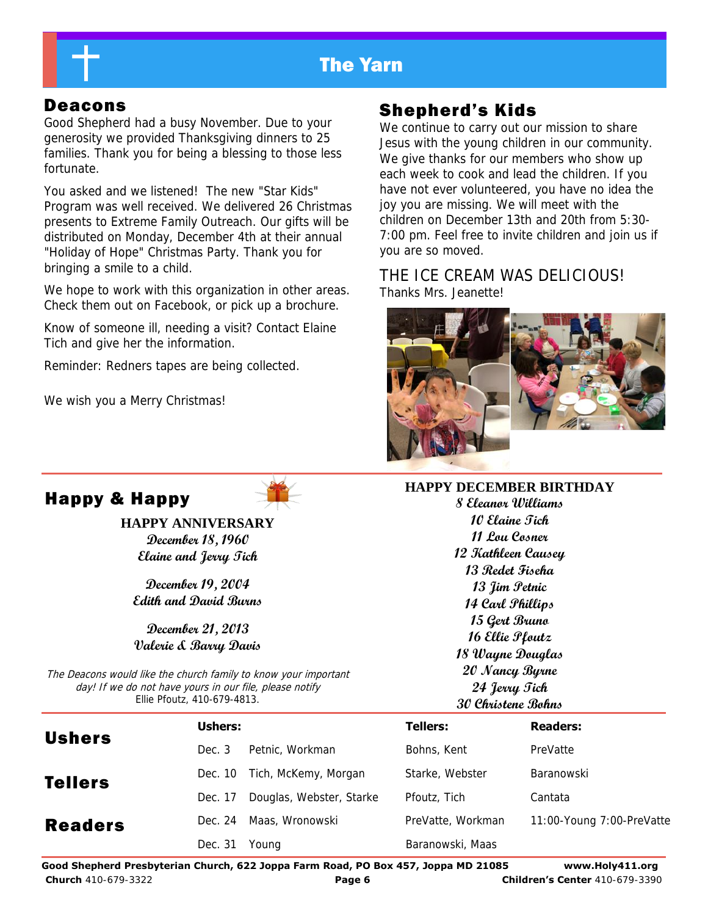# The Yarn

## Deacons

Good Shepherd had a busy November. Due to your generosity we provided Thanksgiving dinners to 25 families. Thank you for being a blessing to those less fortunate.

You asked and we listened! The new "Star Kids" Program was well received. We delivered 26 Christmas presents to Extreme Family Outreach. Our gifts will be distributed on Monday, December 4th at their annual "Holiday of Hope" Christmas Party. Thank you for bringing a smile to a child.

We hope to work with this organization in other areas. Check them out on Facebook, or pick up a brochure.

Know of someone ill, needing a visit? Contact Elaine Tich and give her the information.

Reminder: Redners tapes are being collected.

We wish you a Merry Christmas!

## Shepherd's Kids

We continue to carry out our mission to share Jesus with the young children in our community. We give thanks for our members who show up each week to cook and lead the children. If you have not ever volunteered, you have no idea the joy you are missing. We will meet with the children on December 13th and 20th from 5:30-7:00 pm. Feel free to invite children and join us if you are so moved.

THE ICE CREAM WAS DELICIOUS!
Thanks Mrs. Jeanette!

## Happy & Happy

**HAPPY ANNIVERSARY**

*December 18, 1960*
*Elaine and Jerry Tich*

*December 19, 2004*
*Edith and David Burns*

*December 21, 2013*
*Valerie & Barry Davis*

*The Deacons would like the church family to know your important day! If we do not have yours in our file, please notify* Ellie Pfoutz, 410-679-4813.

**HAPPY DECEMBER BIRTHDAY**

*8 Eleanor Williams*
*10 Elaine Tich*
*11 Lou Cosner*
*12 Kathleen Causey*
*13 Redet Fiseha*
*13 Jim Petnic*
*14 Carl Phillips*
*15 Gert Bruno*
*16 Ellie Pfoutz*
*18 Wayne Douglas*
*20 Nancy Byrne*
*24 Jerry Tich*
*30 Christene Bohns*

## Ushers

## Tellers

## Readers

| Date | Ushers: | Tellers: | Readers: |
|---|---|---|---|
| Dec. 3 | Petnic, Workman | Bohns, Kent | PreVatte |
| Dec. 10 | Tich, McKemy, Morgan | Starke, Webster | Baranowski |
| Dec. 17 | Douglas, Webster, Starke | Pfoutz, Tich | Cantata |
| Dec. 24 | Maas, Wronowski | PreVatte, Workman | 11:00-Young 7:00-PreVatte |
| Dec. 31 | Young | Baranowski, Maas | |

**Good Shepherd Presbyterian Church, 622 Joppa Farm Road, PO Box 457, Joppa MD 21085** **www.Holy411.org**
**Church** 410-679-3322 **Children's Center** 410-679-3390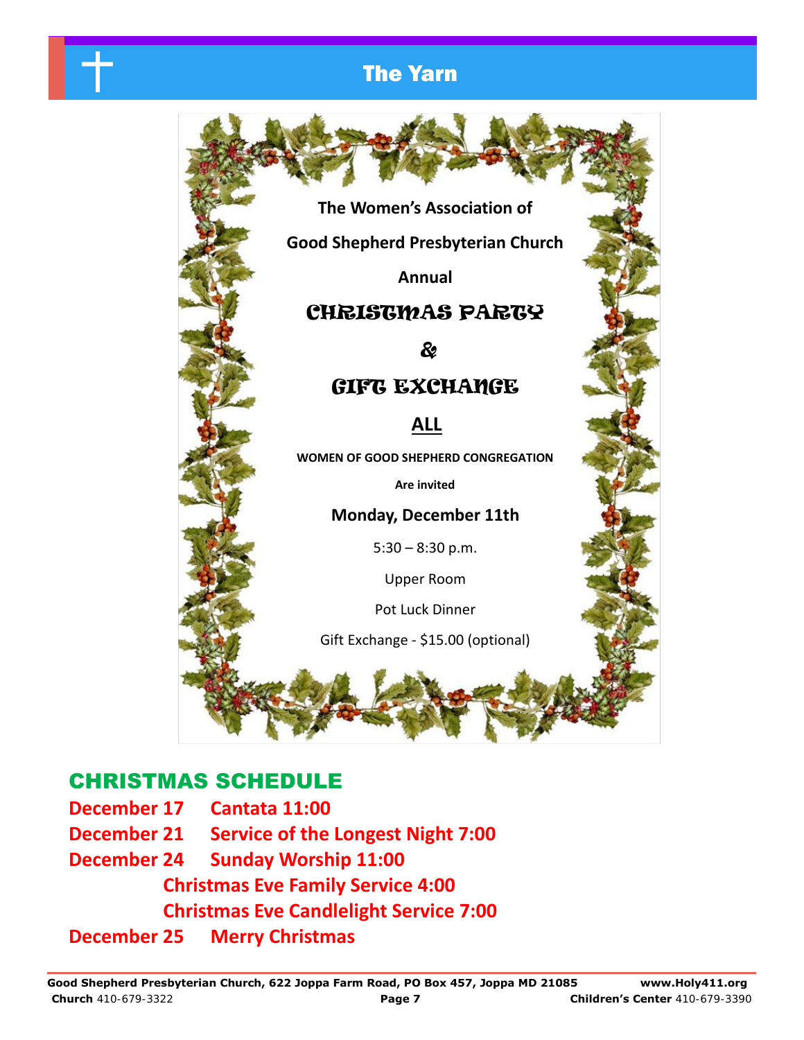The Women's Association of

Good Shepherd Presbyterian Church

Annual

# CHRISTMAS PARTY

&

# GIFT EXCHANGE

**ALL**

**WOMEN OF GOOD SHEPHERD CONGREGATION**

**Are invited**

**Monday, December 11th**

5:30 – 8:30 p.m.

Upper Room

Pot Luck Dinner

Gift Exchange - $15.00 (optional)

## CHRISTMAS SCHEDULE

**December 17** Cantata 11:00

**December 21** Service of the Longest Night 7:00

**December 24** Sunday Worship 11:00

Christmas Eve Family Service 4:00

Christmas Eve Candlelight Service 7:00

**December 25** Merry Christmas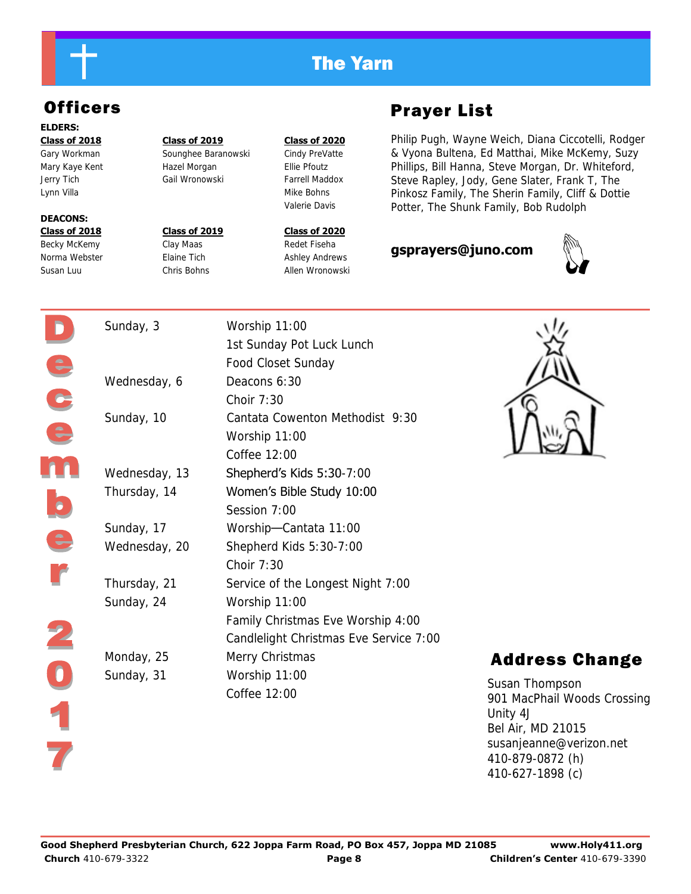# The Yarn

## Officers

**ELDERS:**

| Class of 2018 | Class of 2019 | Class of 2020 |
|---|---|---|
| Gary Workman | Sounghee Baranowski | Cindy PreVatte |
| Mary Kaye Kent | Hazel Morgan | Ellie Pfoutz |
| Jerry Tich | Gail Wronowski | Farrell Maddox |
| Lynn Villa | | Mike Bohns |
| | | Valerie Davis |

**DEACONS:**

| Class of 2018 | Class of 2019 | Class of 2020 |
|---|---|---|
| Becky McKemy | Clay Maas | Redet Fiseha |
| Norma Webster | Elaine Tich | Ashley Andrews |
| Susan Luu | Chris Bohns | Allen Wronowski |

## Prayer List

Philip Pugh, Wayne Weich, Diana Ciccotelli, Rodger & Vyona Bultena, Ed Matthai, Mike McKemy, Suzy Phillips, Bill Hanna, Steve Morgan, Dr. Whiteford, Steve Rapley, Jody, Gene Slater, Frank T, The Pinkosz Family, The Sherin Family, Cliff & Dottie Potter, The Shunk Family, Bob Rudolph

**gsprayers@juno.com**

## December 2017

| | |
|---|---|
| Sunday, 3 | Worship 11:00 |
| | 1st Sunday Pot Luck Lunch |
| | Food Closet Sunday |
| Wednesday, 6 | Deacons 6:30 |
| | Choir 7:30 |
| Sunday, 10 | Cantata Cowenton Methodist 9:30 |
| | Worship 11:00 |
| | Coffee 12:00 |
| Wednesday, 13 | Shepherd's Kids 5:30-7:00 |
| Thursday, 14 | Women's Bible Study 10:00 |
| | Session 7:00 |
| Sunday, 17 | Worship—Cantata 11:00 |
| Wednesday, 20 | Shepherd Kids 5:30-7:00 |
| | Choir 7:30 |
| Thursday, 21 | Service of the Longest Night 7:00 |
| Sunday, 24 | Worship 11:00 |
| | Family Christmas Eve Worship 4:00 |
| | Candlelight Christmas Eve Service 7:00 |
| Monday, 25 | Merry Christmas |
| Sunday, 31 | Worship 11:00 |
| | Coffee 12:00 |

## Address Change

Susan Thompson
901 MacPhail Woods Crossing
Unity 4J
Bel Air, MD 21015
susanjeanne@verizon.net
410-879-0872 (h)
410-627-1898 (c)

**Good Shepherd Presbyterian Church, 622 Joppa Farm Road, PO Box 457, Joppa MD 21085** **www.Holy411.org**
**Church** 410-679-3322 **Children's Center** 410-679-3390